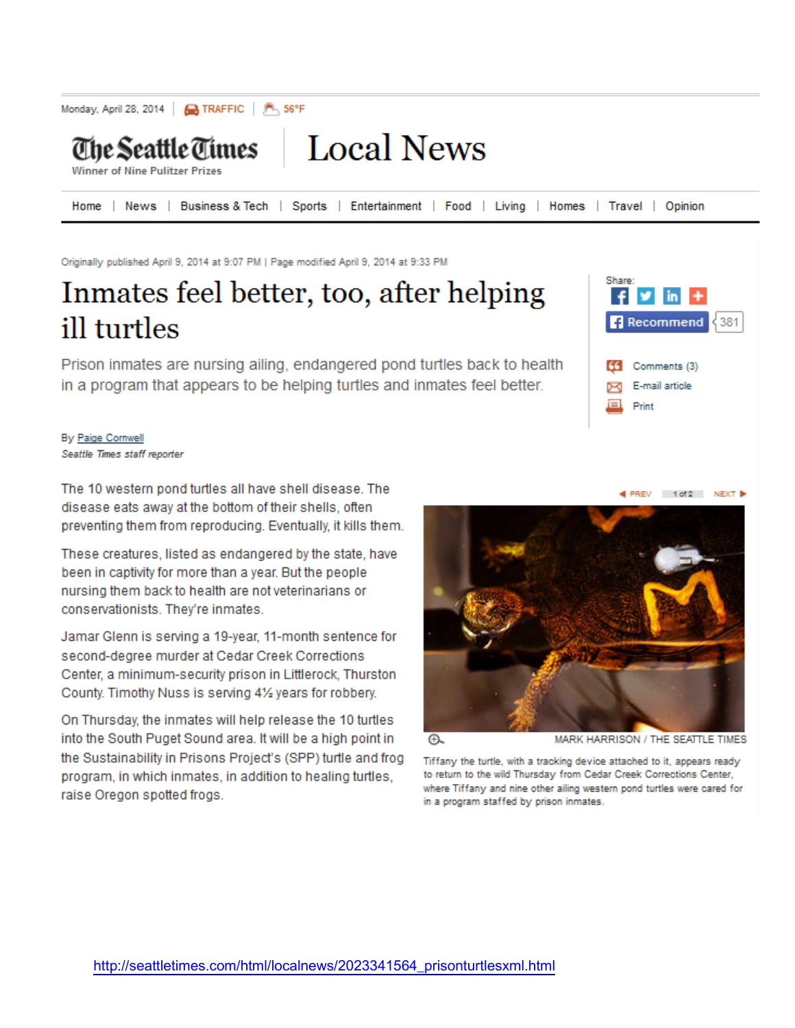Monday, April 28, 2014 | TRAFFIC | 56°F

**The Seattle Times**
Winner of Nine Pulitzer Prizes

# Local News

Home | News | Business & Tech | Sports | Entertainment | Food | Living | Homes | Travel | Opinion

Originally published April 9, 2014 at 9:07 PM | Page modified April 9, 2014 at 9:33 PM

## Inmates feel better, too, after helping ill turtles

Prison inmates are nursing ailing, endangered pond turtles back to health in a program that appears to be helping turtles and inmates feel better.

By Paige Cornwell
*Seattle Times staff reporter*

The 10 western pond turtles all have shell disease. The disease eats away at the bottom of their shells, often preventing them from reproducing. Eventually, it kills them.

These creatures, listed as endangered by the state, have been in captivity for more than a year. But the people nursing them back to health are not veterinarians or conservationists. They're inmates.

Jamar Glenn is serving a 19-year, 11-month sentence for second-degree murder at Cedar Creek Corrections Center, a minimum-security prison in Littlerock, Thurston County. Timothy Nuss is serving 4½ years for robbery.

On Thursday, the inmates will help release the 10 turtles into the South Puget Sound area. It will be a high point in the Sustainability in Prisons Project's (SPP) turtle and frog program, in which inmates, in addition to healing turtles, raise Oregon spotted frogs.

MARK HARRISON / THE SEATTLE TIMES

Tiffany the turtle, with a tracking device attached to it, appears ready to return to the wild Thursday from Cedar Creek Corrections Center, where Tiffany and nine other ailing western pond turtles were cared for in a program staffed by prison inmates.

http://seattletimes.com/html/localnews/2023341564_prisonturtlesxml.html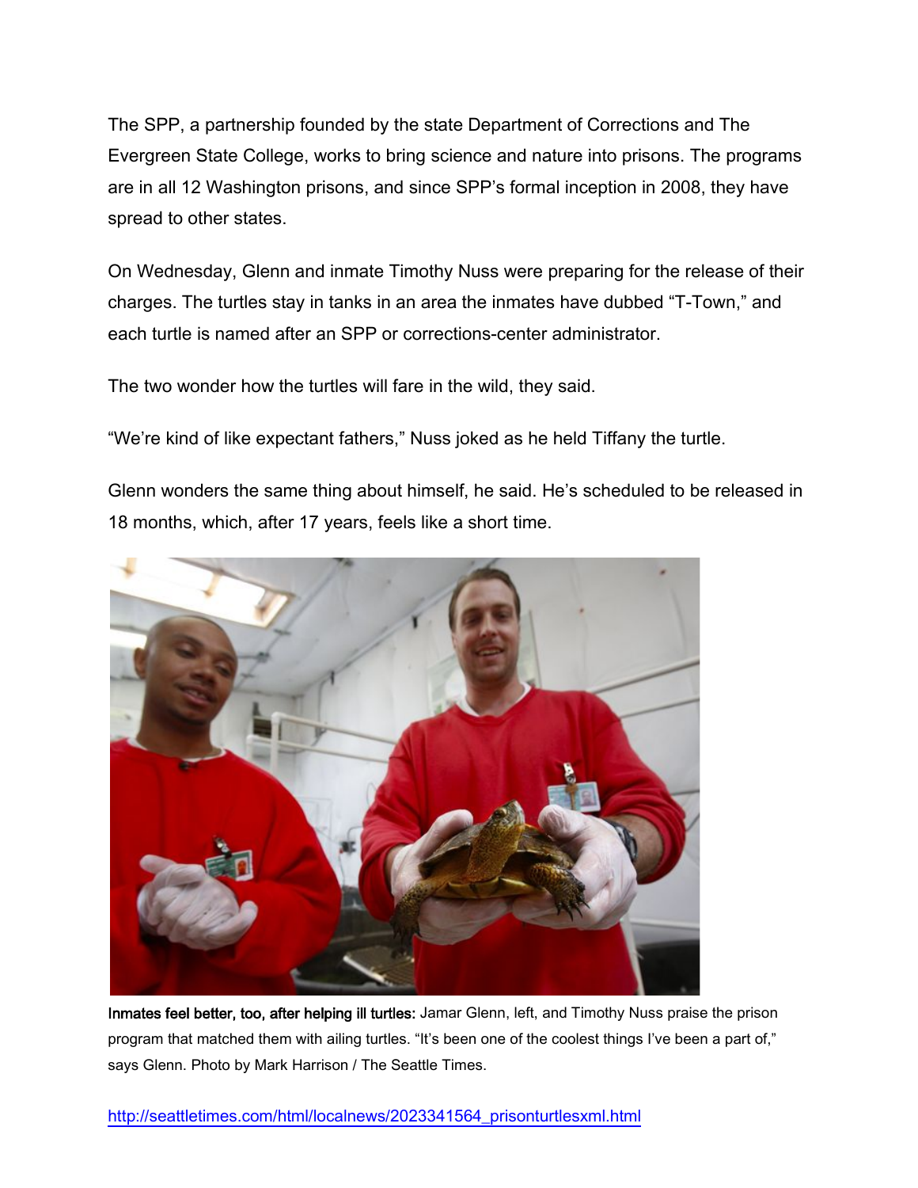The SPP, a partnership founded by the state Department of Corrections and The Evergreen State College, works to bring science and nature into prisons. The programs are in all 12 Washington prisons, and since SPP's formal inception in 2008, they have spread to other states.

On Wednesday, Glenn and inmate Timothy Nuss were preparing for the release of their charges. The turtles stay in tanks in an area the inmates have dubbed "T-Town," and each turtle is named after an SPP or corrections-center administrator.

The two wonder how the turtles will fare in the wild, they said.

"We're kind of like expectant fathers," Nuss joked as he held Tiffany the turtle.

Glenn wonders the same thing about himself, he said. He's scheduled to be released in 18 months, which, after 17 years, feels like a short time.

**Inmates feel better, too, after helping ill turtles:** Jamar Glenn, left, and Timothy Nuss praise the prison program that matched them with ailing turtles. "It's been one of the coolest things I've been a part of," says Glenn. Photo by Mark Harrison / The Seattle Times.

http://seattletimes.com/html/localnews/2023341564_prisonturtlesxml.html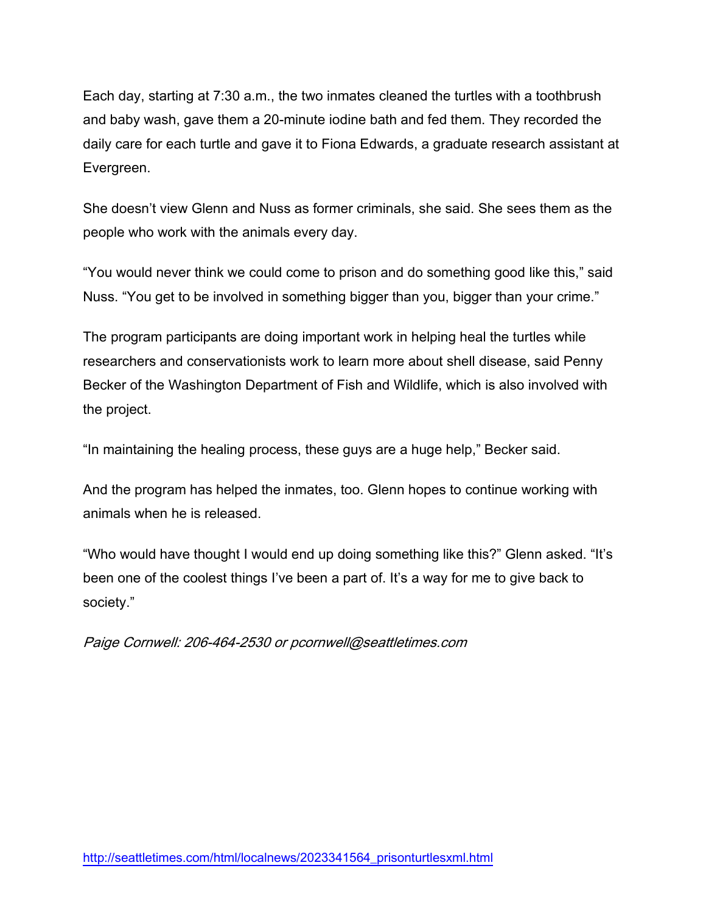Each day, starting at 7:30 a.m., the two inmates cleaned the turtles with a toothbrush and baby wash, gave them a 20-minute iodine bath and fed them. They recorded the daily care for each turtle and gave it to Fiona Edwards, a graduate research assistant at Evergreen.

She doesn't view Glenn and Nuss as former criminals, she said. She sees them as the people who work with the animals every day.

"You would never think we could come to prison and do something good like this," said Nuss. "You get to be involved in something bigger than you, bigger than your crime."

The program participants are doing important work in helping heal the turtles while researchers and conservationists work to learn more about shell disease, said Penny Becker of the Washington Department of Fish and Wildlife, which is also involved with the project.

"In maintaining the healing process, these guys are a huge help," Becker said.

And the program has helped the inmates, too. Glenn hopes to continue working with animals when he is released.

"Who would have thought I would end up doing something like this?" Glenn asked. "It's been one of the coolest things I've been a part of. It's a way for me to give back to society."

*Paige Cornwell: 206-464-2530 or pcornwell@seattletimes.com*

http://seattletimes.com/html/localnews/2023341564_prisonturtlesxml.html